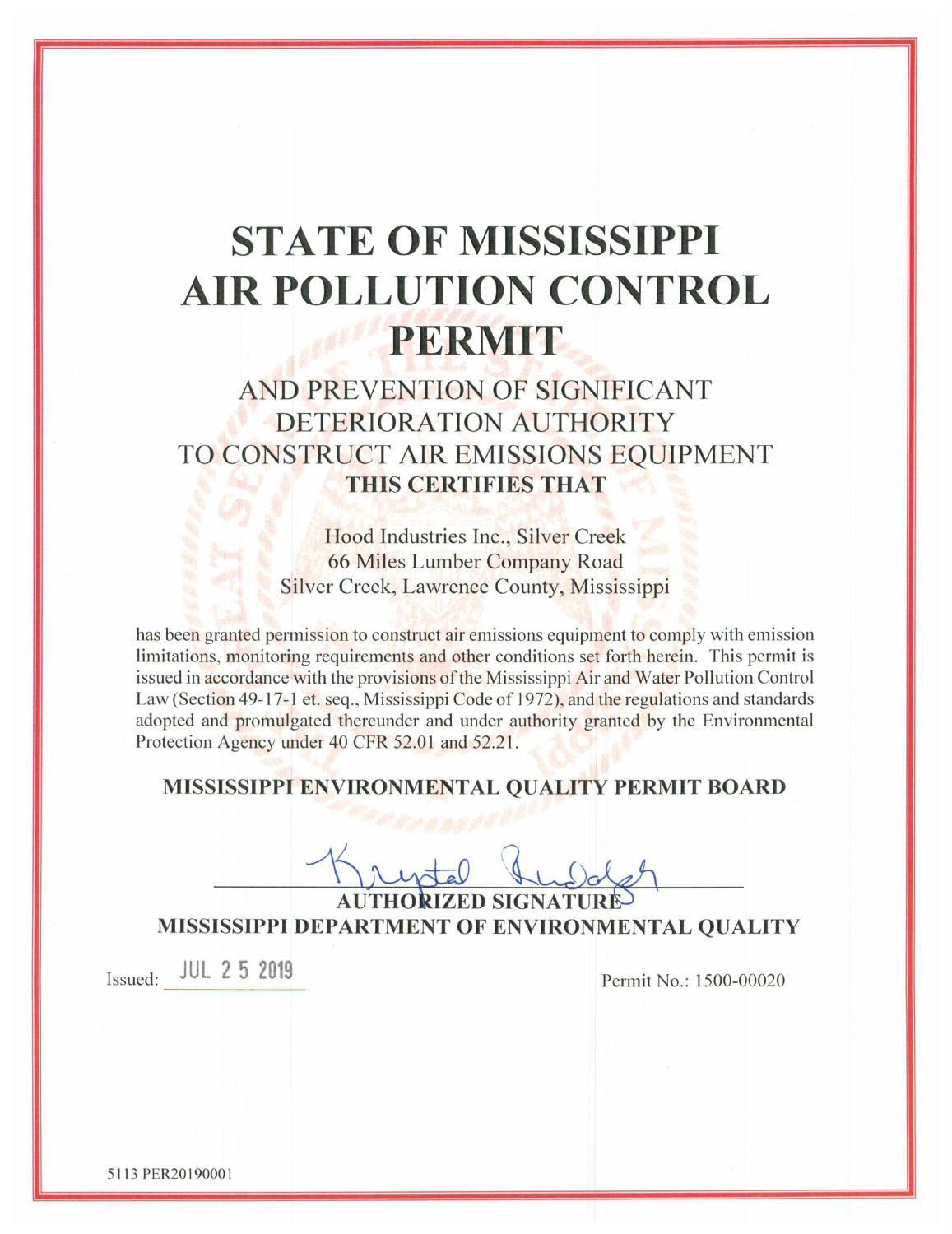# STATE OF MISSISSIPPI AIR POLLUTION CONTROL PERMIT

## AND PREVENTION OF SIGNIFICANT DETERIORATION AUTHORITY TO CONSTRUCT AIR EMISSIONS EQUIPMENT

**THIS CERTIFIES THAT**

Hood Industries Inc., Silver Creek
66 Miles Lumber Company Road
Silver Creek, Lawrence County, Mississippi

has been granted permission to construct air emissions equipment to comply with emission limitations, monitoring requirements and other conditions set forth herein. This permit is issued in accordance with the provisions of the Mississippi Air and Water Pollution Control Law (Section 49-17-1 et. seq., Mississippi Code of 1972), and the regulations and standards adopted and promulgated thereunder and under authority granted by the Environmental Protection Agency under 40 CFR 52.01 and 52.21.

**MISSISSIPPI ENVIRONMENTAL QUALITY PERMIT BOARD**

Krystal Rudolph

**AUTHORIZED SIGNATURE**

**MISSISSIPPI DEPARTMENT OF ENVIRONMENTAL QUALITY**

Issued: JUL 25 2019

Permit No.: 1500-00020

5113 PER20190001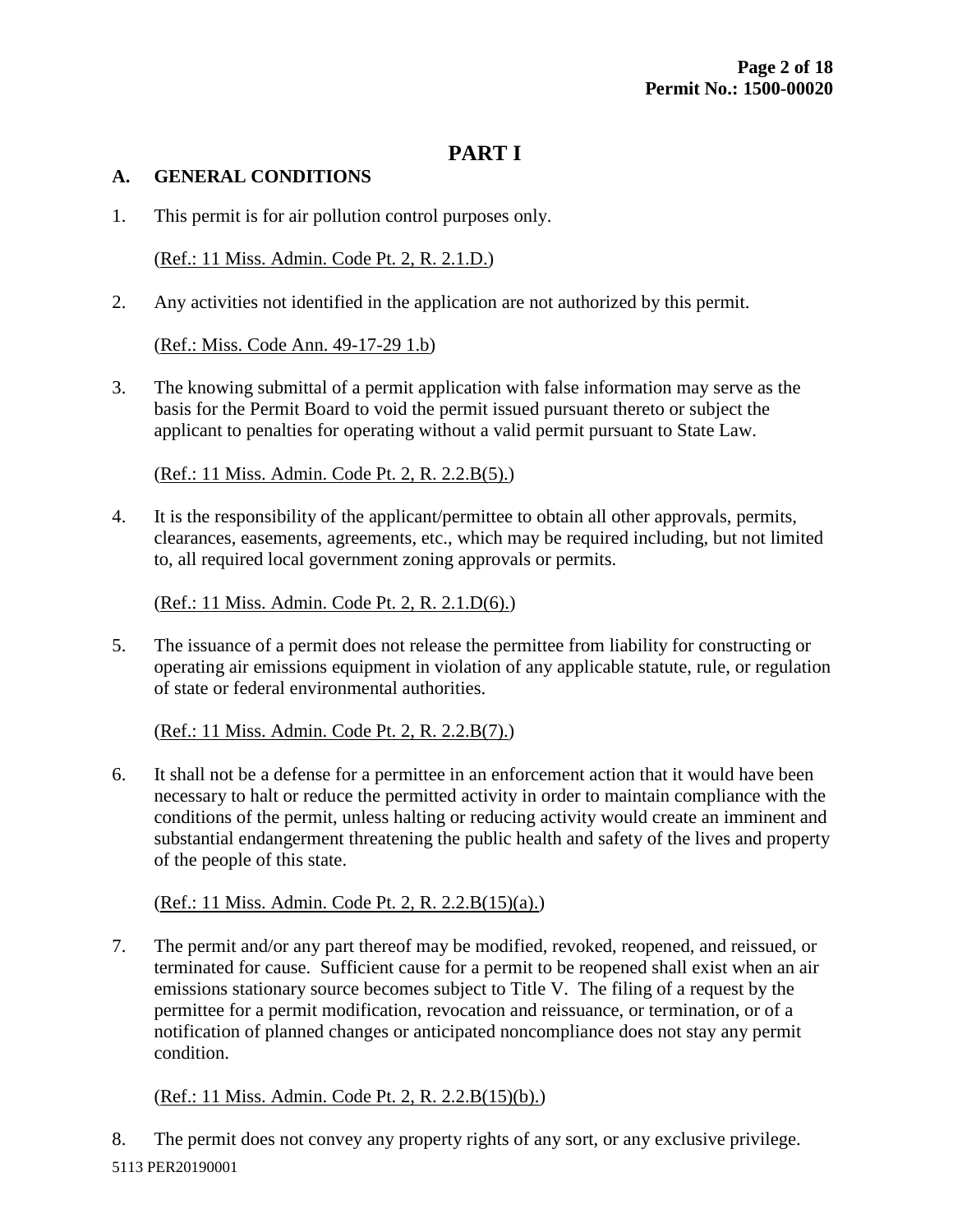# PART I

## A. GENERAL CONDITIONS

1. This permit is for air pollution control purposes only.

   (Ref.: 11 Miss. Admin. Code Pt. 2, R. 2.1.D.)

2. Any activities not identified in the application are not authorized by this permit.

   (Ref.: Miss. Code Ann. 49-17-29 1.b)

3. The knowing submittal of a permit application with false information may serve as the basis for the Permit Board to void the permit issued pursuant thereto or subject the applicant to penalties for operating without a valid permit pursuant to State Law.

   (Ref.: 11 Miss. Admin. Code Pt. 2, R. 2.2.B(5).)

4. It is the responsibility of the applicant/permittee to obtain all other approvals, permits, clearances, easements, agreements, etc., which may be required including, but not limited to, all required local government zoning approvals or permits.

   (Ref.: 11 Miss. Admin. Code Pt. 2, R. 2.1.D(6).)

5. The issuance of a permit does not release the permittee from liability for constructing or operating air emissions equipment in violation of any applicable statute, rule, or regulation of state or federal environmental authorities.

   (Ref.: 11 Miss. Admin. Code Pt. 2, R. 2.2.B(7).)

6. It shall not be a defense for a permittee in an enforcement action that it would have been necessary to halt or reduce the permitted activity in order to maintain compliance with the conditions of the permit, unless halting or reducing activity would create an imminent and substantial endangerment threatening the public health and safety of the lives and property of the people of this state.

   (Ref.: 11 Miss. Admin. Code Pt. 2, R. 2.2.B(15)(a).)

7. The permit and/or any part thereof may be modified, revoked, reopened, and reissued, or terminated for cause. Sufficient cause for a permit to be reopened shall exist when an air emissions stationary source becomes subject to Title V. The filing of a request by the permittee for a permit modification, revocation and reissuance, or termination, or of a notification of planned changes or anticipated noncompliance does not stay any permit condition.

   (Ref.: 11 Miss. Admin. Code Pt. 2, R. 2.2.B(15)(b).)

8. The permit does not convey any property rights of any sort, or any exclusive privilege.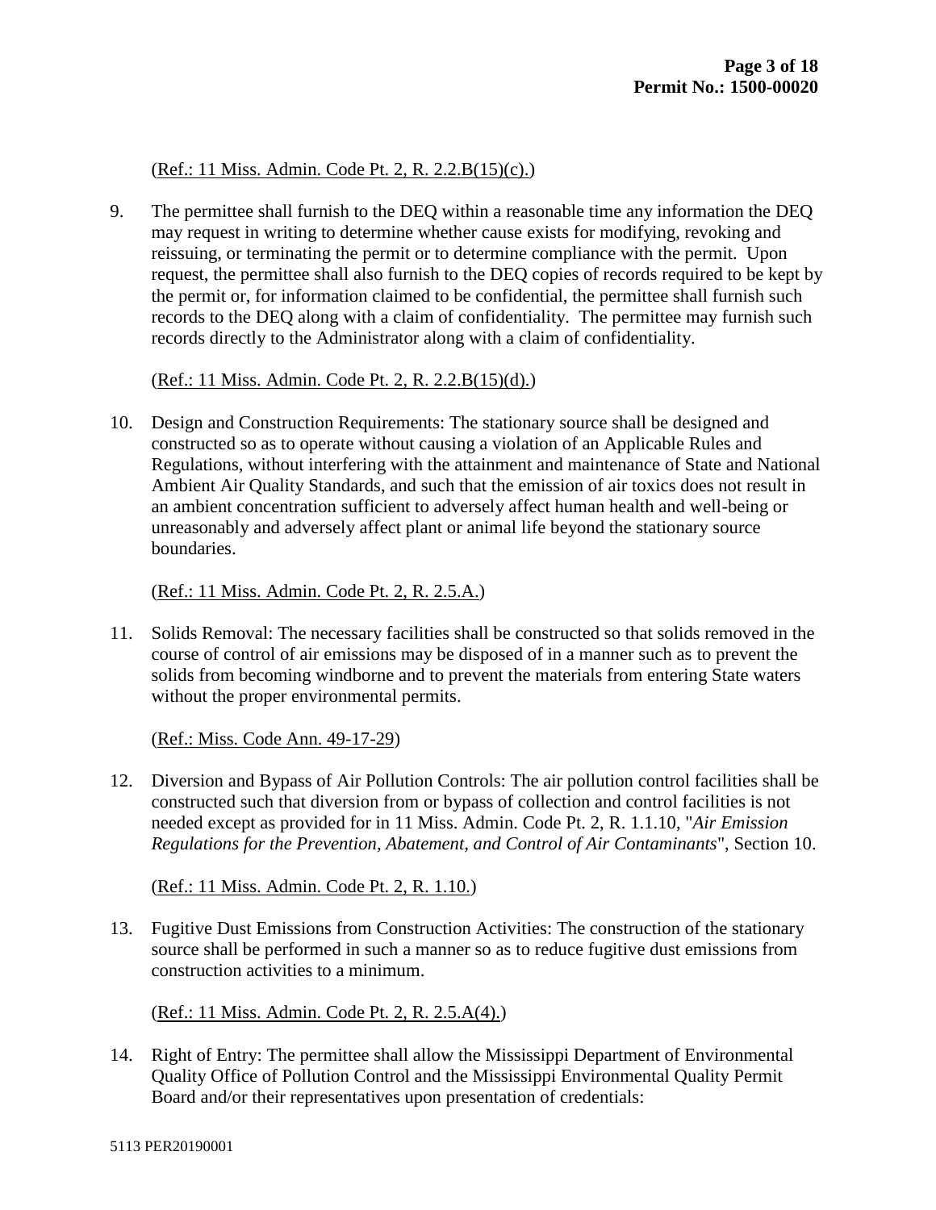(Ref.: 11 Miss. Admin. Code Pt. 2, R. 2.2.B(15)(c).)

9. The permittee shall furnish to the DEQ within a reasonable time any information the DEQ may request in writing to determine whether cause exists for modifying, revoking and reissuing, or terminating the permit or to determine compliance with the permit. Upon request, the permittee shall also furnish to the DEQ copies of records required to be kept by the permit or, for information claimed to be confidential, the permittee shall furnish such records to the DEQ along with a claim of confidentiality. The permittee may furnish such records directly to the Administrator along with a claim of confidentiality.

   (Ref.: 11 Miss. Admin. Code Pt. 2, R. 2.2.B(15)(d).)

10. Design and Construction Requirements: The stationary source shall be designed and constructed so as to operate without causing a violation of an Applicable Rules and Regulations, without interfering with the attainment and maintenance of State and National Ambient Air Quality Standards, and such that the emission of air toxics does not result in an ambient concentration sufficient to adversely affect human health and well-being or unreasonably and adversely affect plant or animal life beyond the stationary source boundaries.

    (Ref.: 11 Miss. Admin. Code Pt. 2, R. 2.5.A.)

11. Solids Removal: The necessary facilities shall be constructed so that solids removed in the course of control of air emissions may be disposed of in a manner such as to prevent the solids from becoming windborne and to prevent the materials from entering State waters without the proper environmental permits.

    (Ref.: Miss. Code Ann. 49-17-29)

12. Diversion and Bypass of Air Pollution Controls: The air pollution control facilities shall be constructed such that diversion from or bypass of collection and control facilities is not needed except as provided for in 11 Miss. Admin. Code Pt. 2, R. 1.1.10, "*Air Emission Regulations for the Prevention, Abatement, and Control of Air Contaminants*", Section 10.

    (Ref.: 11 Miss. Admin. Code Pt. 2, R. 1.10.)

13. Fugitive Dust Emissions from Construction Activities: The construction of the stationary source shall be performed in such a manner so as to reduce fugitive dust emissions from construction activities to a minimum.

    (Ref.: 11 Miss. Admin. Code Pt. 2, R. 2.5.A(4).)

14. Right of Entry: The permittee shall allow the Mississippi Department of Environmental Quality Office of Pollution Control and the Mississippi Environmental Quality Permit Board and/or their representatives upon presentation of credentials: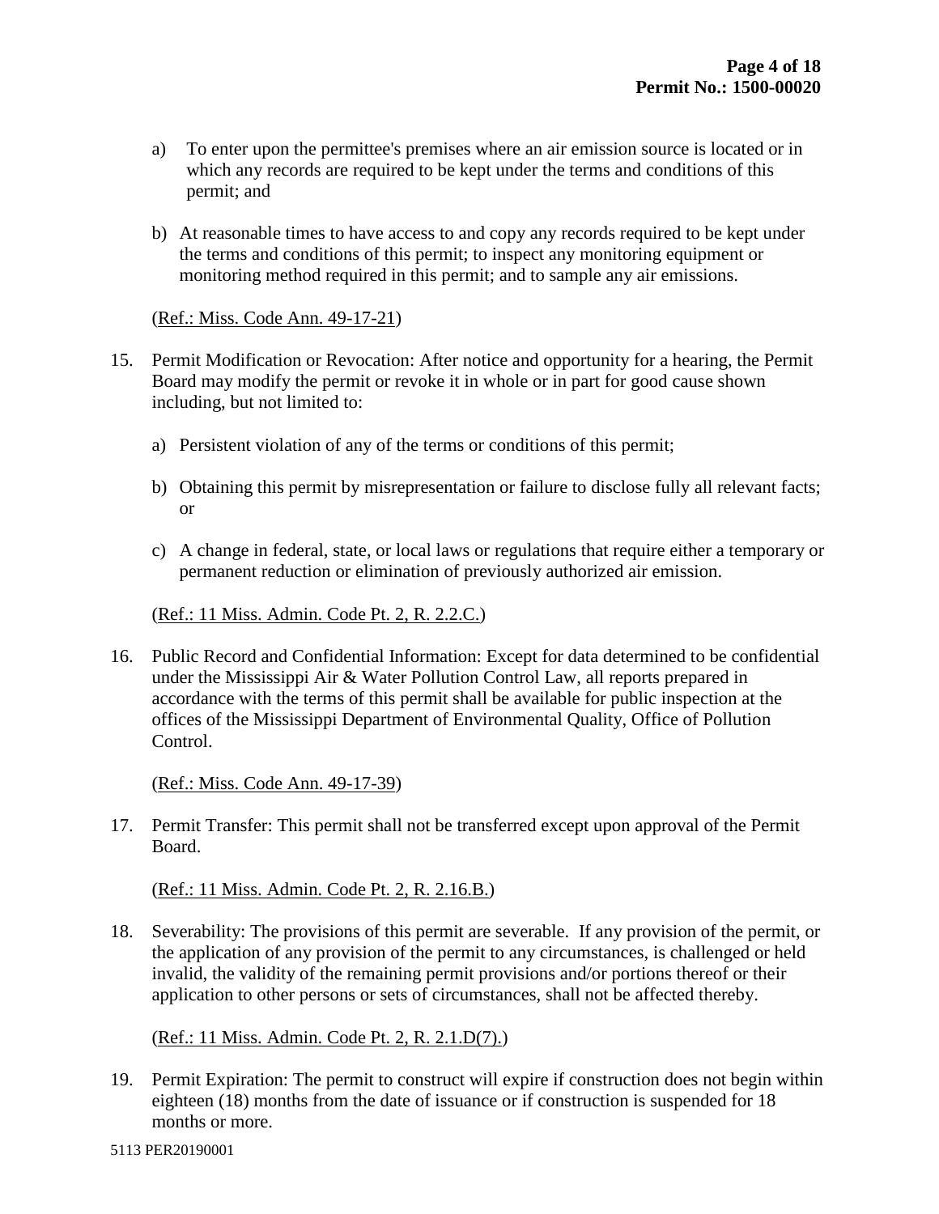a) To enter upon the permittee's premises where an air emission source is located or in which any records are required to be kept under the terms and conditions of this permit; and

b) At reasonable times to have access to and copy any records required to be kept under the terms and conditions of this permit; to inspect any monitoring equipment or monitoring method required in this permit; and to sample any air emissions.

(Ref.: Miss. Code Ann. 49-17-21)

15. Permit Modification or Revocation: After notice and opportunity for a hearing, the Permit Board may modify the permit or revoke it in whole or in part for good cause shown including, but not limited to:

    a) Persistent violation of any of the terms or conditions of this permit;

    b) Obtaining this permit by misrepresentation or failure to disclose fully all relevant facts; or

    c) A change in federal, state, or local laws or regulations that require either a temporary or permanent reduction or elimination of previously authorized air emission.

    (Ref.: 11 Miss. Admin. Code Pt. 2, R. 2.2.C.)

16. Public Record and Confidential Information: Except for data determined to be confidential under the Mississippi Air & Water Pollution Control Law, all reports prepared in accordance with the terms of this permit shall be available for public inspection at the offices of the Mississippi Department of Environmental Quality, Office of Pollution Control.

    (Ref.: Miss. Code Ann. 49-17-39)

17. Permit Transfer: This permit shall not be transferred except upon approval of the Permit Board.

    (Ref.: 11 Miss. Admin. Code Pt. 2, R. 2.16.B.)

18. Severability: The provisions of this permit are severable. If any provision of the permit, or the application of any provision of the permit to any circumstances, is challenged or held invalid, the validity of the remaining permit provisions and/or portions thereof or their application to other persons or sets of circumstances, shall not be affected thereby.

    (Ref.: 11 Miss. Admin. Code Pt. 2, R. 2.1.D(7).)

19. Permit Expiration: The permit to construct will expire if construction does not begin within eighteen (18) months from the date of issuance or if construction is suspended for 18 months or more.

5113 PER20190001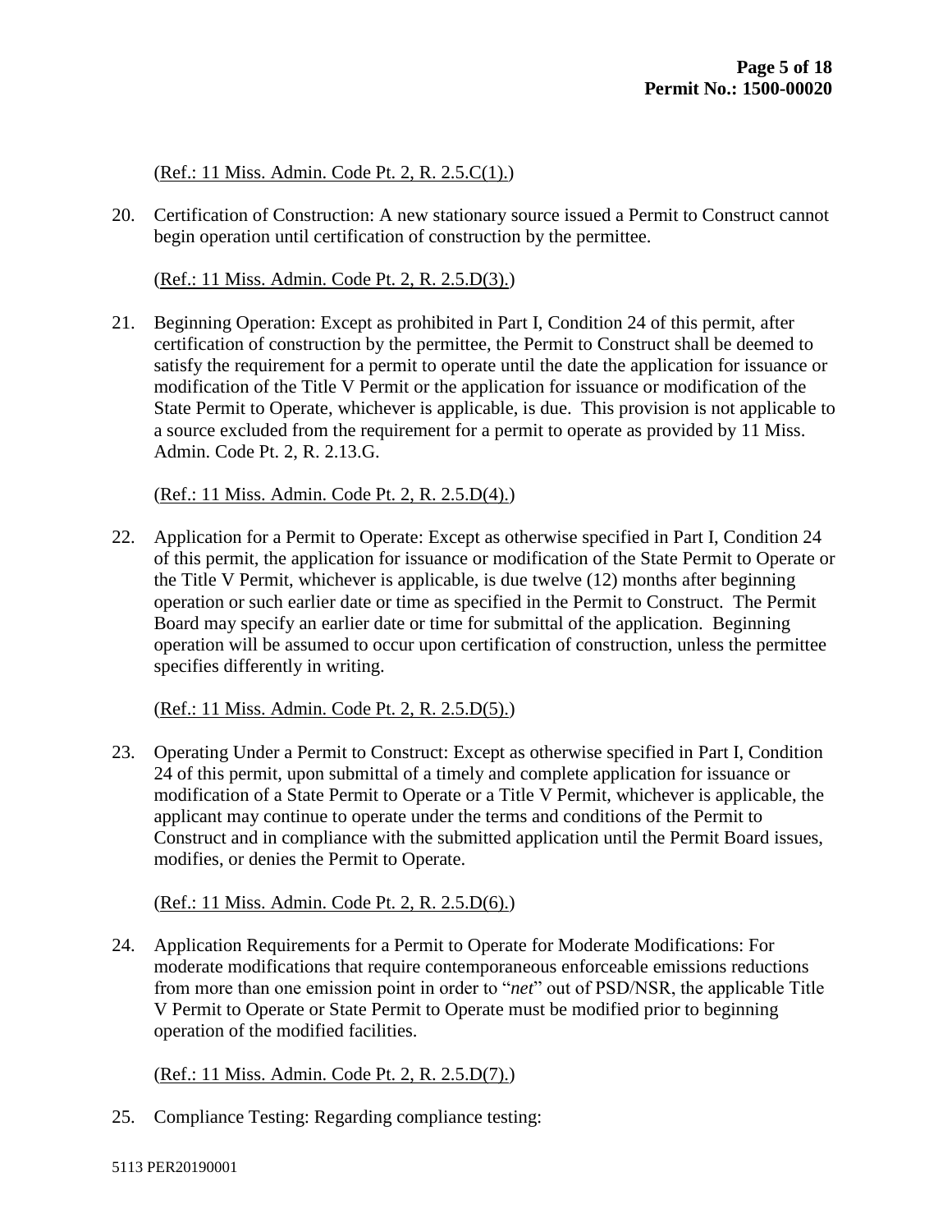(Ref.: 11 Miss. Admin. Code Pt. 2, R. 2.5.C(1).)

20. Certification of Construction: A new stationary source issued a Permit to Construct cannot begin operation until certification of construction by the permittee.

    (Ref.: 11 Miss. Admin. Code Pt. 2, R. 2.5.D(3).)

21. Beginning Operation: Except as prohibited in Part I, Condition 24 of this permit, after certification of construction by the permittee, the Permit to Construct shall be deemed to satisfy the requirement for a permit to operate until the date the application for issuance or modification of the Title V Permit or the application for issuance or modification of the State Permit to Operate, whichever is applicable, is due. This provision is not applicable to a source excluded from the requirement for a permit to operate as provided by 11 Miss. Admin. Code Pt. 2, R. 2.13.G.

    (Ref.: 11 Miss. Admin. Code Pt. 2, R. 2.5.D(4).)

22. Application for a Permit to Operate: Except as otherwise specified in Part I, Condition 24 of this permit, the application for issuance or modification of the State Permit to Operate or the Title V Permit, whichever is applicable, is due twelve (12) months after beginning operation or such earlier date or time as specified in the Permit to Construct. The Permit Board may specify an earlier date or time for submittal of the application. Beginning operation will be assumed to occur upon certification of construction, unless the permittee specifies differently in writing.

    (Ref.: 11 Miss. Admin. Code Pt. 2, R. 2.5.D(5).)

23. Operating Under a Permit to Construct: Except as otherwise specified in Part I, Condition 24 of this permit, upon submittal of a timely and complete application for issuance or modification of a State Permit to Operate or a Title V Permit, whichever is applicable, the applicant may continue to operate under the terms and conditions of the Permit to Construct and in compliance with the submitted application until the Permit Board issues, modifies, or denies the Permit to Operate.

    (Ref.: 11 Miss. Admin. Code Pt. 2, R. 2.5.D(6).)

24. Application Requirements for a Permit to Operate for Moderate Modifications: For moderate modifications that require contemporaneous enforceable emissions reductions from more than one emission point in order to "*net*" out of PSD/NSR, the applicable Title V Permit to Operate or State Permit to Operate must be modified prior to beginning operation of the modified facilities.

    (Ref.: 11 Miss. Admin. Code Pt. 2, R. 2.5.D(7).)

25. Compliance Testing: Regarding compliance testing: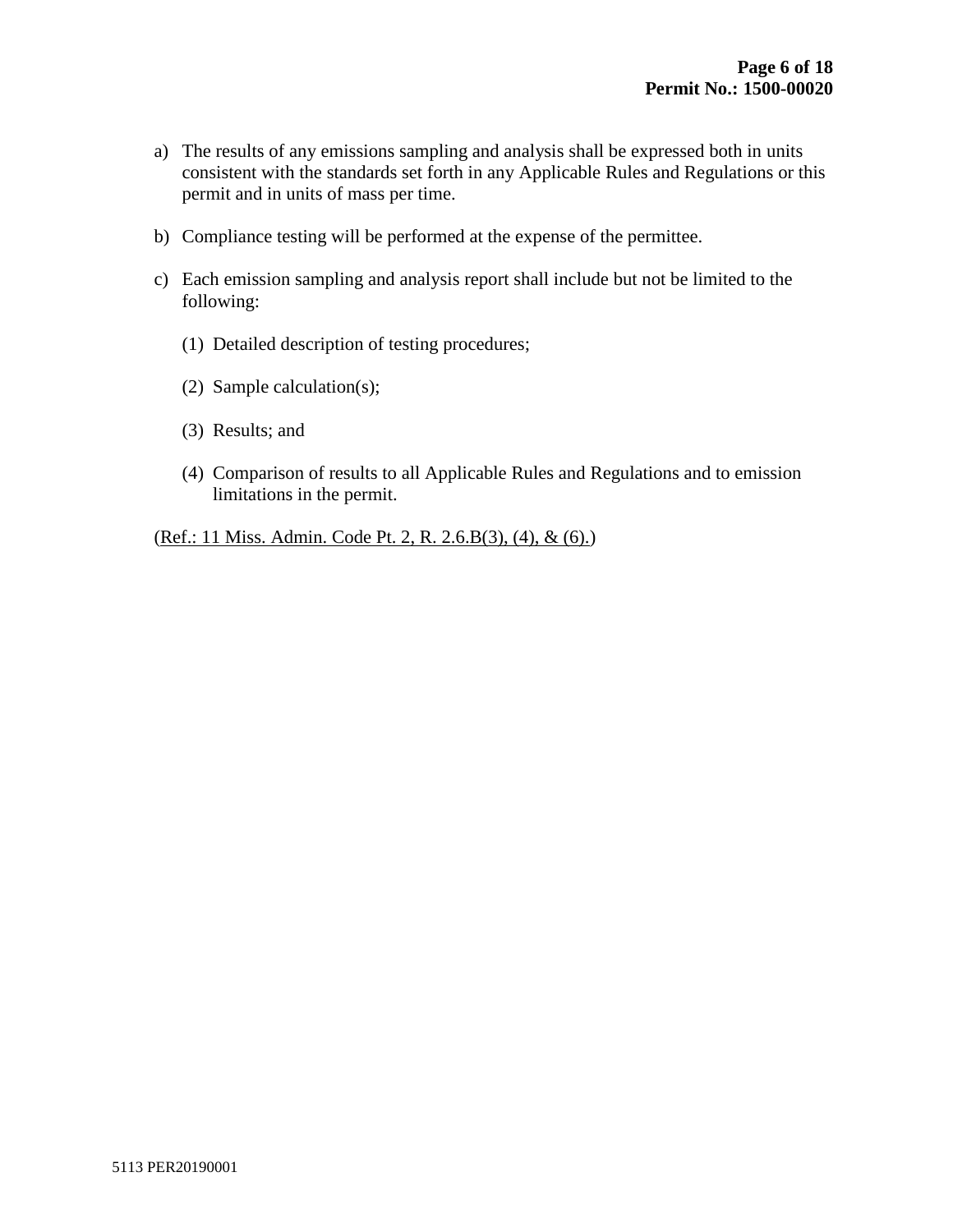a) The results of any emissions sampling and analysis shall be expressed both in units consistent with the standards set forth in any Applicable Rules and Regulations or this permit and in units of mass per time.

b) Compliance testing will be performed at the expense of the permittee.

c) Each emission sampling and analysis report shall include but not be limited to the following:

   (1) Detailed description of testing procedures;

   (2) Sample calculation(s);

   (3) Results; and

   (4) Comparison of results to all Applicable Rules and Regulations and to emission limitations in the permit.

(Ref.: 11 Miss. Admin. Code Pt. 2, R. 2.6.B(3), (4), & (6).)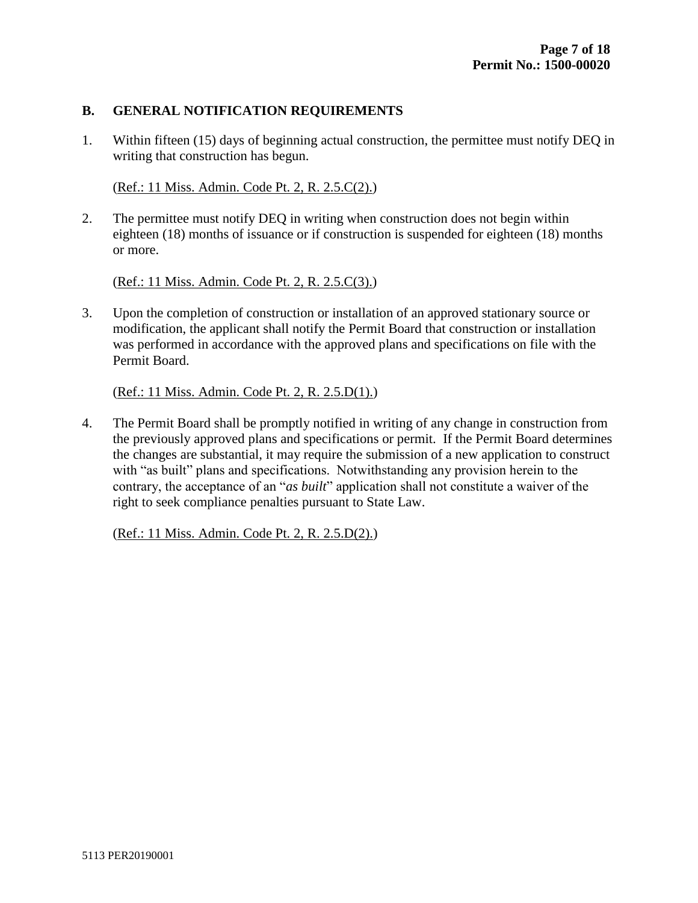## B. GENERAL NOTIFICATION REQUIREMENTS

1. Within fifteen (15) days of beginning actual construction, the permittee must notify DEQ in writing that construction has begun.

   (Ref.: 11 Miss. Admin. Code Pt. 2, R. 2.5.C(2).)

2. The permittee must notify DEQ in writing when construction does not begin within eighteen (18) months of issuance or if construction is suspended for eighteen (18) months or more.

   (Ref.: 11 Miss. Admin. Code Pt. 2, R. 2.5.C(3).)

3. Upon the completion of construction or installation of an approved stationary source or modification, the applicant shall notify the Permit Board that construction or installation was performed in accordance with the approved plans and specifications on file with the Permit Board.

   (Ref.: 11 Miss. Admin. Code Pt. 2, R. 2.5.D(1).)

4. The Permit Board shall be promptly notified in writing of any change in construction from the previously approved plans and specifications or permit. If the Permit Board determines the changes are substantial, it may require the submission of a new application to construct with "as built" plans and specifications. Notwithstanding any provision herein to the contrary, the acceptance of an "*as built*" application shall not constitute a waiver of the right to seek compliance penalties pursuant to State Law.

   (Ref.: 11 Miss. Admin. Code Pt. 2, R. 2.5.D(2).)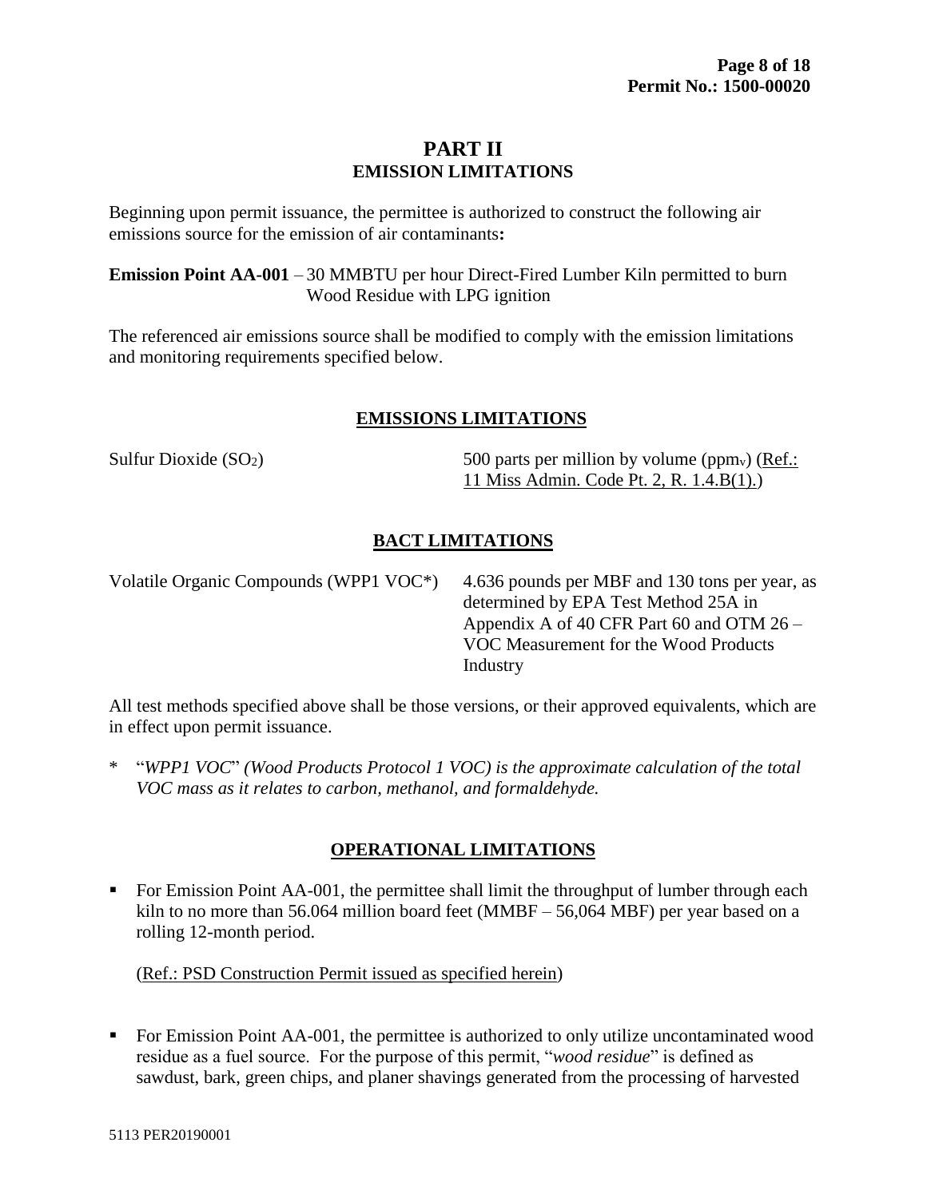# PART II
## EMISSION LIMITATIONS

Beginning upon permit issuance, the permittee is authorized to construct the following air emissions source for the emission of air contaminants**:**

**Emission Point AA-001** – 30 MMBTU per hour Direct-Fired Lumber Kiln permitted to burn Wood Residue with LPG ignition

The referenced air emissions source shall be modified to comply with the emission limitations and monitoring requirements specified below.

### EMISSIONS LIMITATIONS

| | |
|---|---|
| Sulfur Dioxide ($SO_2$) | 500 parts per million by volume ($ppm_v$) (Ref.: 11 Miss Admin. Code Pt. 2, R. 1.4.B(1).) |

### BACT LIMITATIONS

| | |
|---|---|
| Volatile Organic Compounds (WPP1 VOC*) | 4.636 pounds per MBF and 130 tons per year, as determined by EPA Test Method 25A in Appendix A of 40 CFR Part 60 and OTM 26 – VOC Measurement for the Wood Products Industry |

All test methods specified above shall be those versions, or their approved equivalents, which are in effect upon permit issuance.

\* "*WPP1 VOC*" *(Wood Products Protocol 1 VOC) is the approximate calculation of the total VOC mass as it relates to carbon, methanol, and formaldehyde.*

### OPERATIONAL LIMITATIONS

- For Emission Point AA-001, the permittee shall limit the throughput of lumber through each kiln to no more than 56.064 million board feet (MMBF – 56,064 MBF) per year based on a rolling 12-month period.

  (Ref.: PSD Construction Permit issued as specified herein)

- For Emission Point AA-001, the permittee is authorized to only utilize uncontaminated wood residue as a fuel source. For the purpose of this permit, "*wood residue*" is defined as sawdust, bark, green chips, and planer shavings generated from the processing of harvested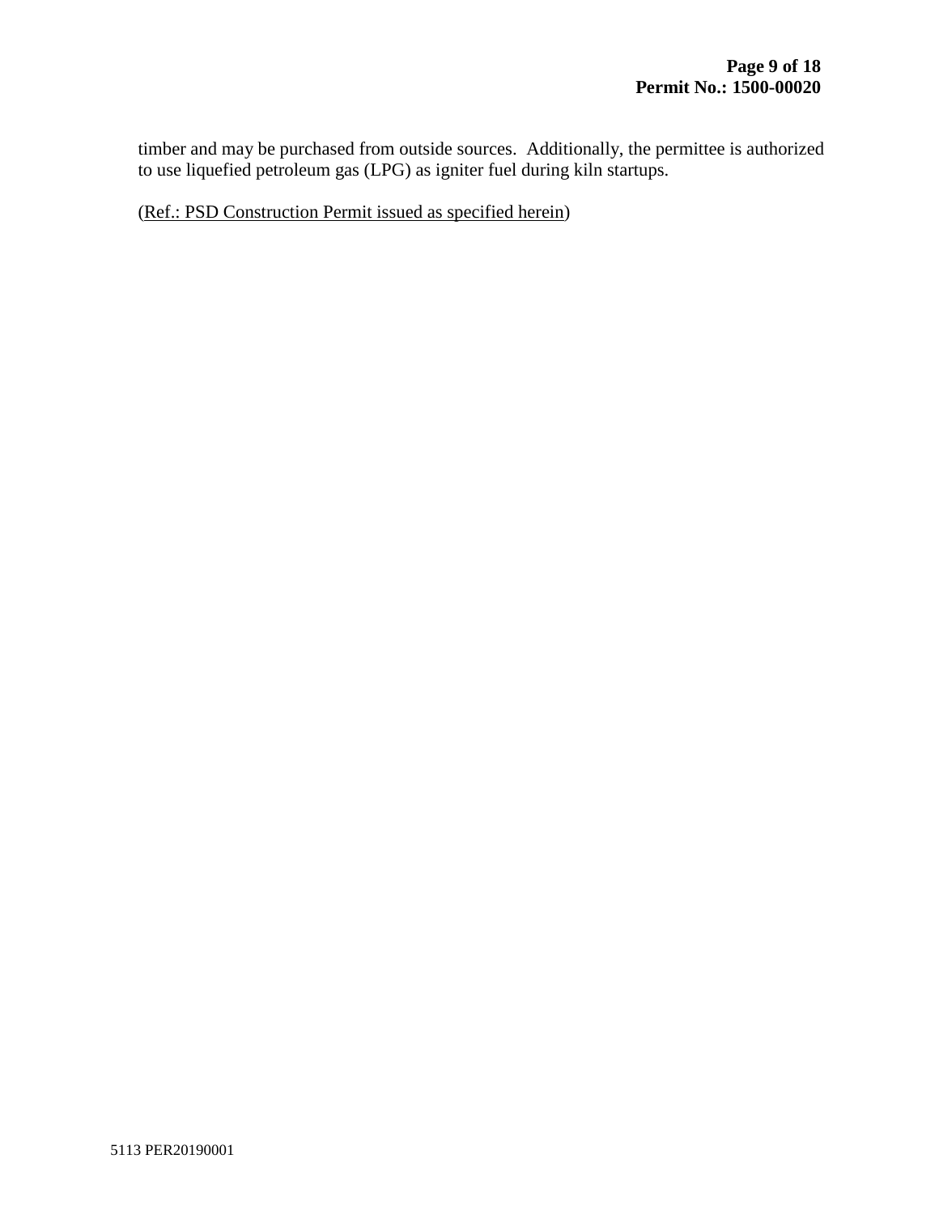timber and may be purchased from outside sources. Additionally, the permittee is authorized to use liquefied petroleum gas (LPG) as igniter fuel during kiln startups.

(Ref.: PSD Construction Permit issued as specified herein)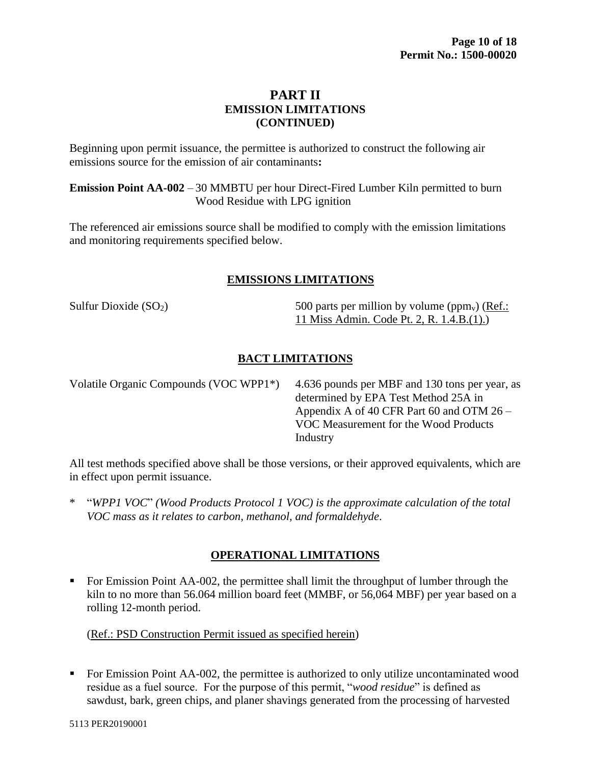# PART II
## EMISSION LIMITATIONS
## (CONTINUED)

Beginning upon permit issuance, the permittee is authorized to construct the following air emissions source for the emission of air contaminants**:**

**Emission Point AA-002** – 30 MMBTU per hour Direct-Fired Lumber Kiln permitted to burn Wood Residue with LPG ignition

The referenced air emissions source shall be modified to comply with the emission limitations and monitoring requirements specified below.

### EMISSIONS LIMITATIONS

| | |
|---|---|
| Sulfur Dioxide ($SO_2$) | 500 parts per million by volume ($ppm_v$) (Ref.: 11 Miss Admin. Code Pt. 2, R. 1.4.B.(1).) |

### BACT LIMITATIONS

| | |
|---|---|
| Volatile Organic Compounds (VOC WPP1*) | 4.636 pounds per MBF and 130 tons per year, as determined by EPA Test Method 25A in Appendix A of 40 CFR Part 60 and OTM 26 – VOC Measurement for the Wood Products Industry |

All test methods specified above shall be those versions, or their approved equivalents, which are in effect upon permit issuance.

\* "*WPP1 VOC*" *(Wood Products Protocol 1 VOC) is the approximate calculation of the total VOC mass as it relates to carbon, methanol, and formaldehyde*.

### OPERATIONAL LIMITATIONS

- For Emission Point AA-002, the permittee shall limit the throughput of lumber through the kiln to no more than 56.064 million board feet (MMBF, or 56,064 MBF) per year based on a rolling 12-month period.

  (Ref.: PSD Construction Permit issued as specified herein)

- For Emission Point AA-002, the permittee is authorized to only utilize uncontaminated wood residue as a fuel source. For the purpose of this permit, "*wood residue*" is defined as sawdust, bark, green chips, and planer shavings generated from the processing of harvested

5113 PER20190001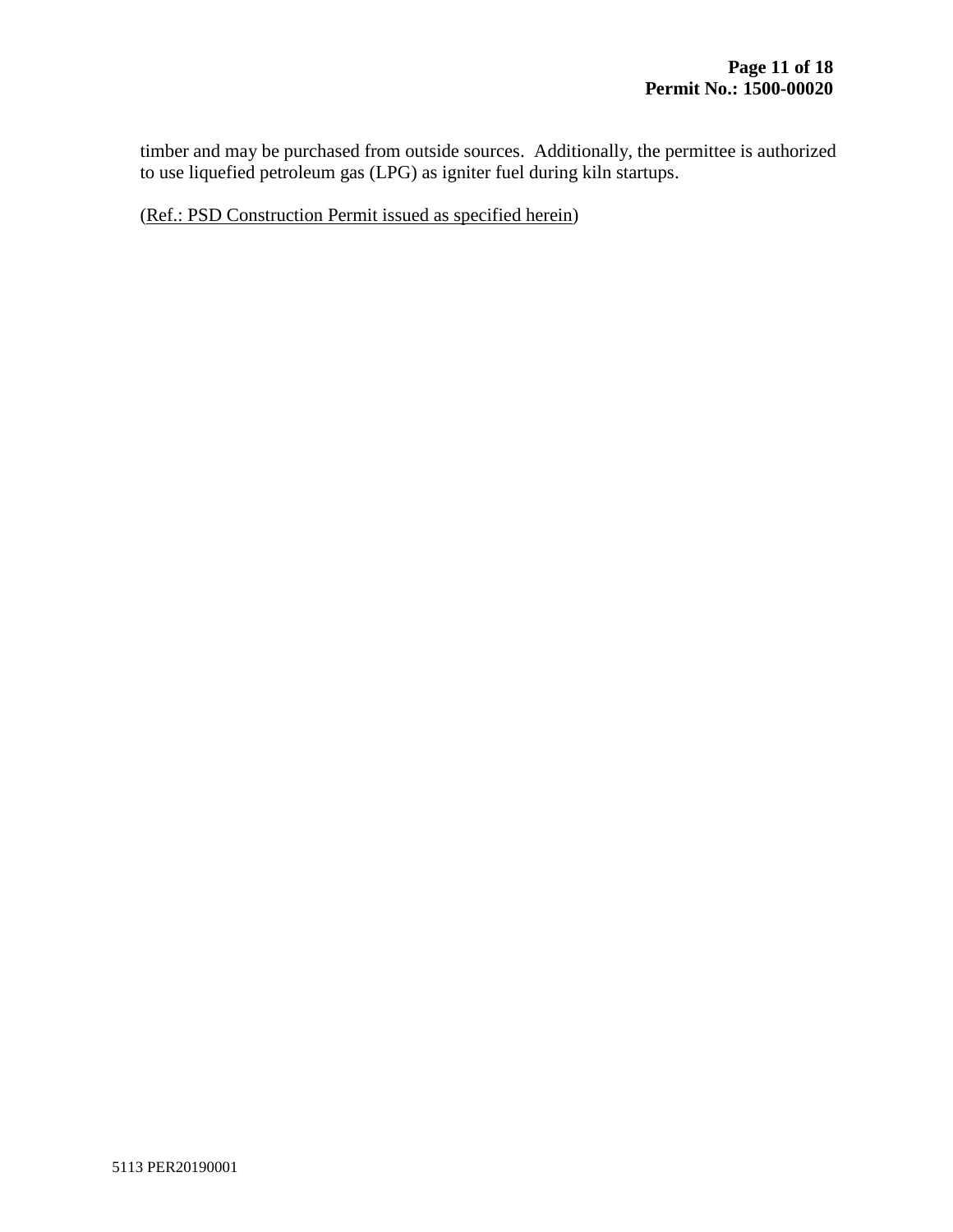timber and may be purchased from outside sources. Additionally, the permittee is authorized to use liquefied petroleum gas (LPG) as igniter fuel during kiln startups.

(Ref.: PSD Construction Permit issued as specified herein)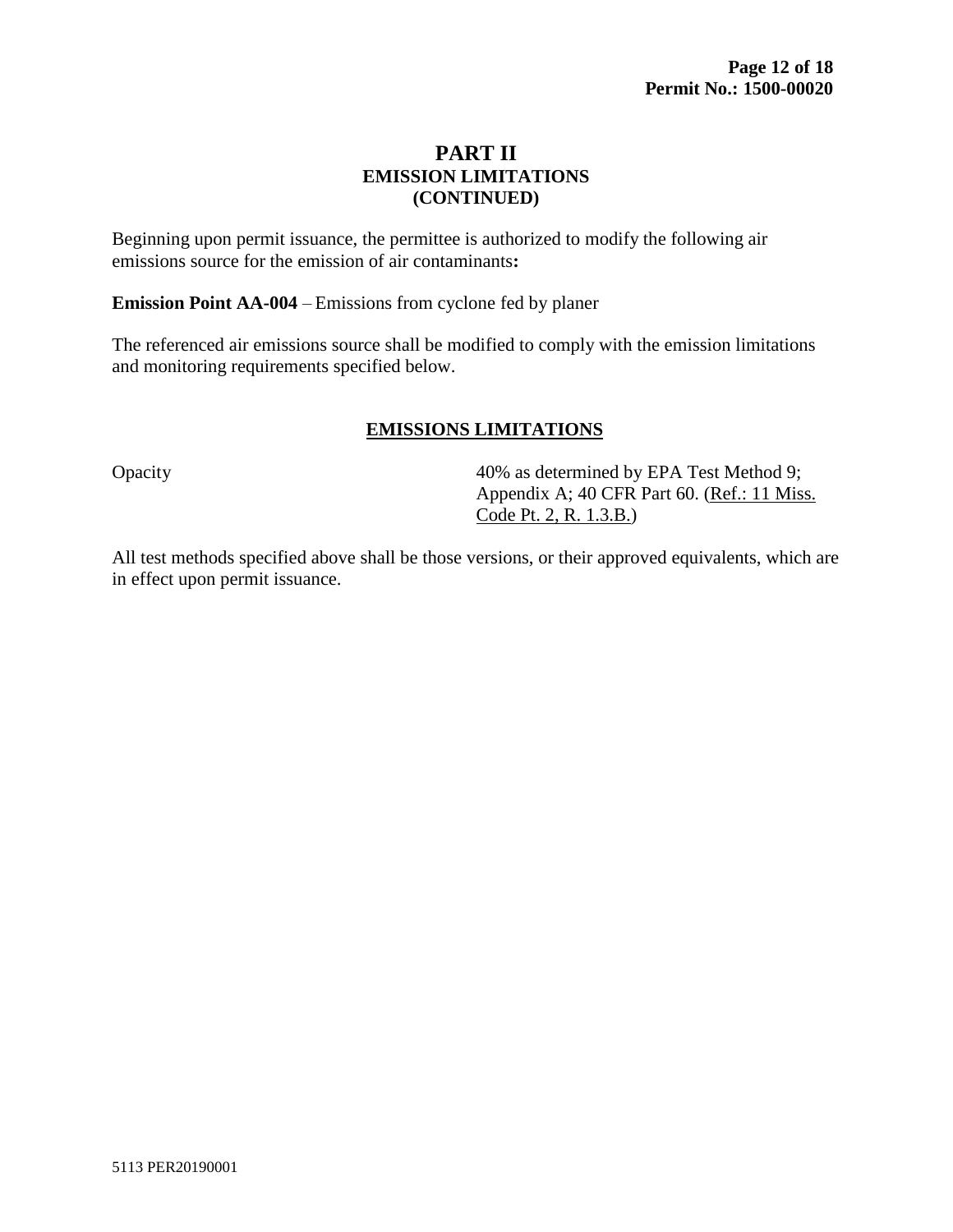# PART II
## EMISSION LIMITATIONS
## (CONTINUED)

Beginning upon permit issuance, the permittee is authorized to modify the following air emissions source for the emission of air contaminants**:**

**Emission Point AA-004** – Emissions from cyclone fed by planer

The referenced air emissions source shall be modified to comply with the emission limitations and monitoring requirements specified below.

### EMISSIONS LIMITATIONS

| | |
|---|---|
| Opacity | 40% as determined by EPA Test Method 9; Appendix A; 40 CFR Part 60. (Ref.: 11 Miss. Code Pt. 2, R. 1.3.B.) |

All test methods specified above shall be those versions, or their approved equivalents, which are in effect upon permit issuance.

5113 PER20190001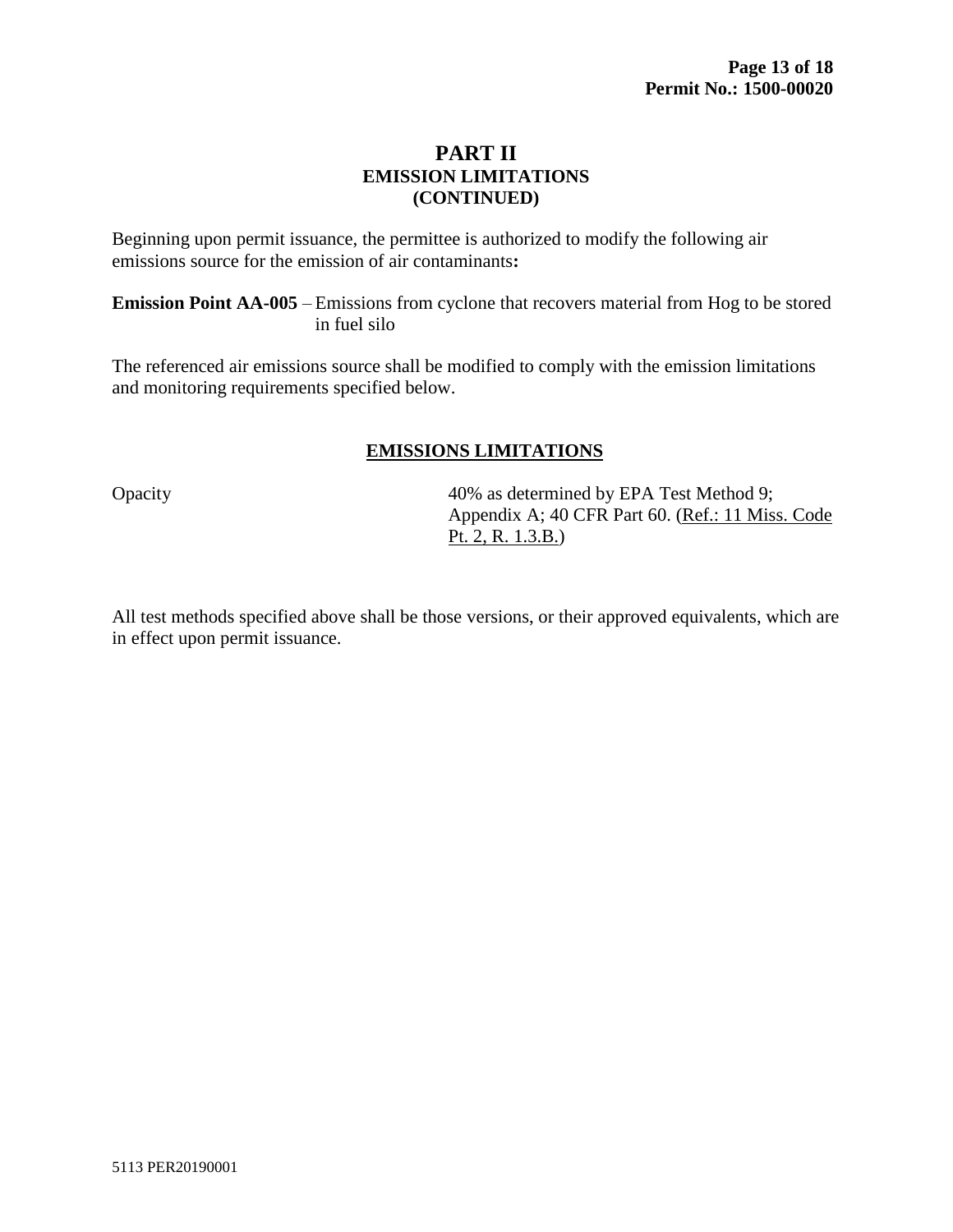# PART II
## EMISSION LIMITATIONS
## (CONTINUED)

Beginning upon permit issuance, the permittee is authorized to modify the following air emissions source for the emission of air contaminants**:**

**Emission Point AA-005** – Emissions from cyclone that recovers material from Hog to be stored in fuel silo

The referenced air emissions source shall be modified to comply with the emission limitations and monitoring requirements specified below.

### EMISSIONS LIMITATIONS

| | |
|---|---|
| Opacity | 40% as determined by EPA Test Method 9; Appendix A; 40 CFR Part 60. (Ref.: 11 Miss. Code Pt. 2, R. 1.3.B.) |

All test methods specified above shall be those versions, or their approved equivalents, which are in effect upon permit issuance.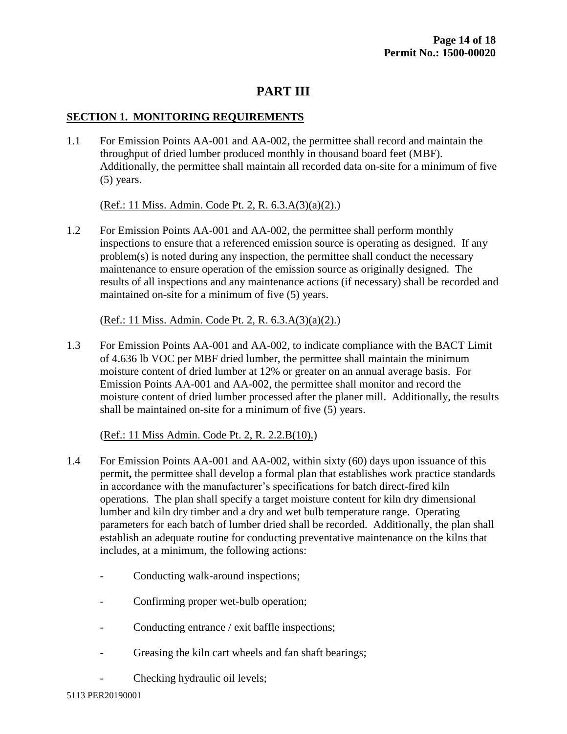# PART III

## SECTION 1. MONITORING REQUIREMENTS

1.1 For Emission Points AA-001 and AA-002, the permittee shall record and maintain the throughput of dried lumber produced monthly in thousand board feet (MBF). Additionally, the permittee shall maintain all recorded data on-site for a minimum of five (5) years.

(Ref.: 11 Miss. Admin. Code Pt. 2, R. 6.3.A(3)(a)(2).)

1.2 For Emission Points AA-001 and AA-002, the permittee shall perform monthly inspections to ensure that a referenced emission source is operating as designed. If any problem(s) is noted during any inspection, the permittee shall conduct the necessary maintenance to ensure operation of the emission source as originally designed. The results of all inspections and any maintenance actions (if necessary) shall be recorded and maintained on-site for a minimum of five (5) years.

(Ref.: 11 Miss. Admin. Code Pt. 2, R. 6.3.A(3)(a)(2).)

1.3 For Emission Points AA-001 and AA-002, to indicate compliance with the BACT Limit of 4.636 lb VOC per MBF dried lumber, the permittee shall maintain the minimum moisture content of dried lumber at 12% or greater on an annual average basis. For Emission Points AA-001 and AA-002, the permittee shall monitor and record the moisture content of dried lumber processed after the planer mill. Additionally, the results shall be maintained on-site for a minimum of five (5) years.

(Ref.: 11 Miss Admin. Code Pt. 2, R. 2.2.B(10).)

1.4 For Emission Points AA-001 and AA-002, within sixty (60) days upon issuance of this permit**,** the permittee shall develop a formal plan that establishes work practice standards in accordance with the manufacturer's specifications for batch direct-fired kiln operations. The plan shall specify a target moisture content for kiln dry dimensional lumber and kiln dry timber and a dry and wet bulb temperature range. Operating parameters for each batch of lumber dried shall be recorded. Additionally, the plan shall establish an adequate routine for conducting preventative maintenance on the kilns that includes, at a minimum, the following actions:

- Conducting walk-around inspections;
- Confirming proper wet-bulb operation;
- Conducting entrance / exit baffle inspections;
- Greasing the kiln cart wheels and fan shaft bearings;
- Checking hydraulic oil levels;

5113 PER20190001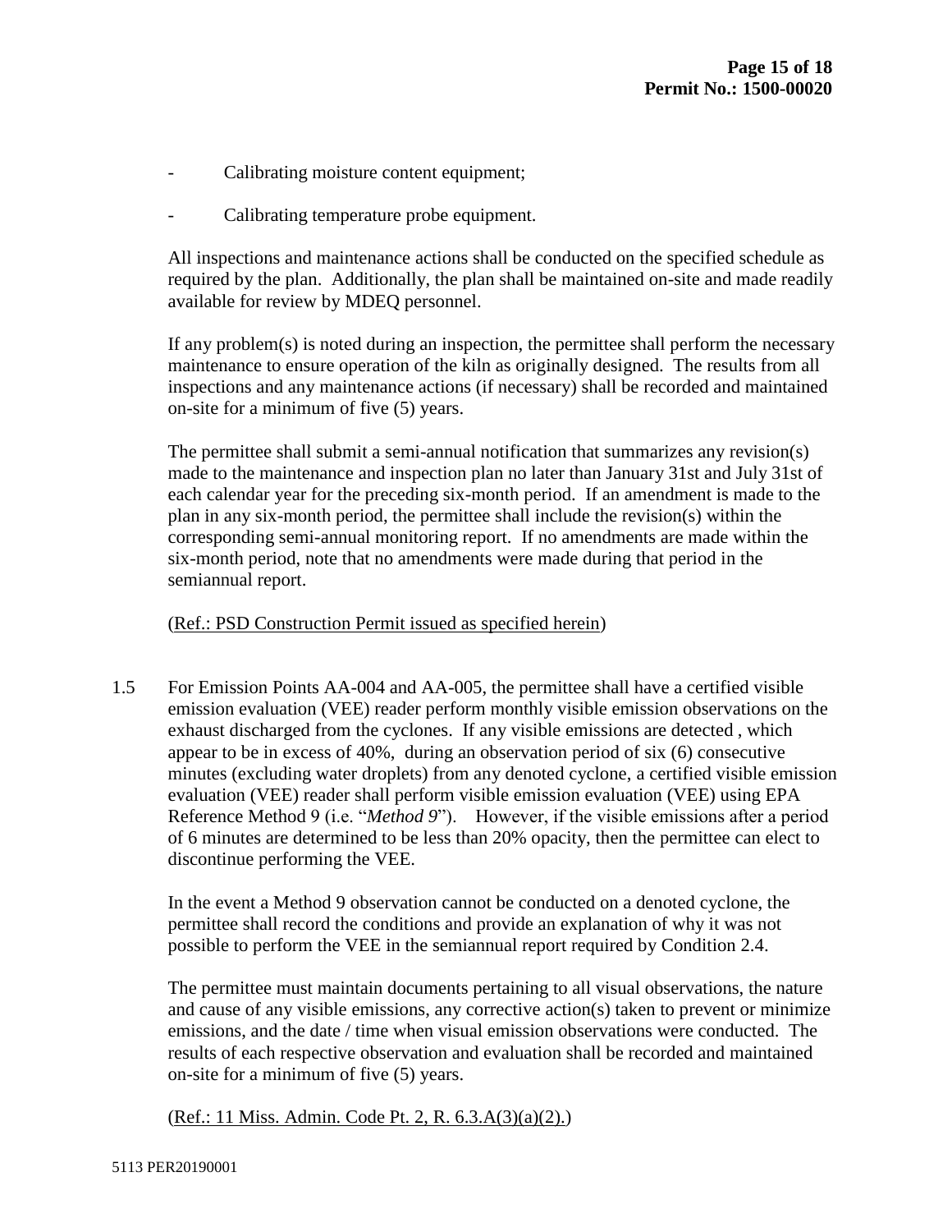- Calibrating moisture content equipment;
- Calibrating temperature probe equipment.

All inspections and maintenance actions shall be conducted on the specified schedule as required by the plan. Additionally, the plan shall be maintained on-site and made readily available for review by MDEQ personnel.

If any problem(s) is noted during an inspection, the permittee shall perform the necessary maintenance to ensure operation of the kiln as originally designed. The results from all inspections and any maintenance actions (if necessary) shall be recorded and maintained on-site for a minimum of five (5) years.

The permittee shall submit a semi-annual notification that summarizes any revision(s) made to the maintenance and inspection plan no later than January 31st and July 31st of each calendar year for the preceding six-month period. If an amendment is made to the plan in any six-month period, the permittee shall include the revision(s) within the corresponding semi-annual monitoring report. If no amendments are made within the six-month period, note that no amendments were made during that period in the semiannual report.

(Ref.: PSD Construction Permit issued as specified herein)

1.5 For Emission Points AA-004 and AA-005, the permittee shall have a certified visible emission evaluation (VEE) reader perform monthly visible emission observations on the exhaust discharged from the cyclones. If any visible emissions are detected , which appear to be in excess of 40%, during an observation period of six (6) consecutive minutes (excluding water droplets) from any denoted cyclone, a certified visible emission evaluation (VEE) reader shall perform visible emission evaluation (VEE) using EPA Reference Method 9 (i.e. "*Method 9*"). However, if the visible emissions after a period of 6 minutes are determined to be less than 20% opacity, then the permittee can elect to discontinue performing the VEE.

In the event a Method 9 observation cannot be conducted on a denoted cyclone, the permittee shall record the conditions and provide an explanation of why it was not possible to perform the VEE in the semiannual report required by Condition 2.4.

The permittee must maintain documents pertaining to all visual observations, the nature and cause of any visible emissions, any corrective action(s) taken to prevent or minimize emissions, and the date / time when visual emission observations were conducted. The results of each respective observation and evaluation shall be recorded and maintained on-site for a minimum of five (5) years.

(Ref.: 11 Miss. Admin. Code Pt. 2, R. 6.3.A(3)(a)(2).)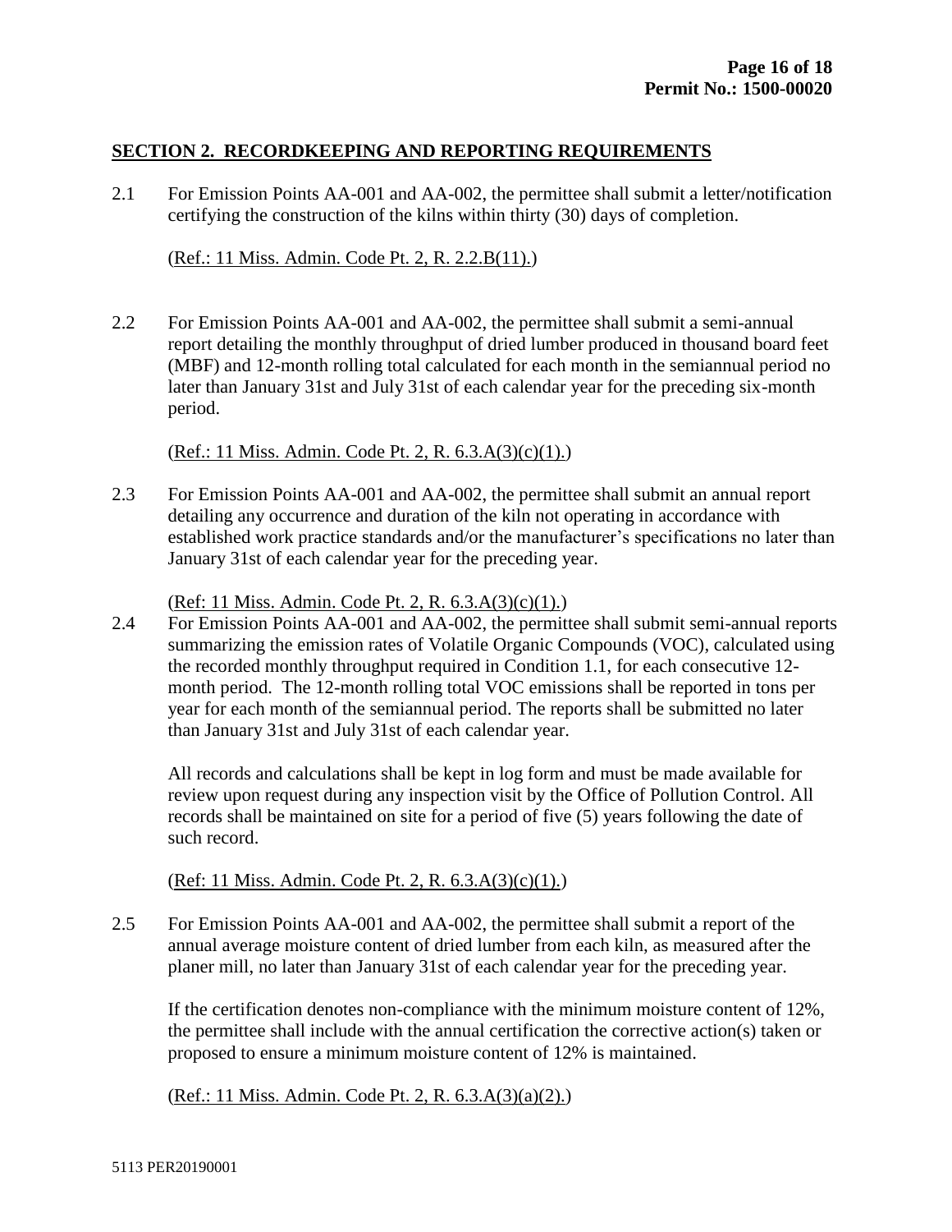## SECTION 2. RECORDKEEPING AND REPORTING REQUIREMENTS

2.1 For Emission Points AA-001 and AA-002, the permittee shall submit a letter/notification certifying the construction of the kilns within thirty (30) days of completion.

(Ref.: 11 Miss. Admin. Code Pt. 2, R. 2.2.B(11).)

2.2 For Emission Points AA-001 and AA-002, the permittee shall submit a semi-annual report detailing the monthly throughput of dried lumber produced in thousand board feet (MBF) and 12-month rolling total calculated for each month in the semiannual period no later than January 31st and July 31st of each calendar year for the preceding six-month period.

(Ref.: 11 Miss. Admin. Code Pt. 2, R. 6.3.A(3)(c)(1).)

2.3 For Emission Points AA-001 and AA-002, the permittee shall submit an annual report detailing any occurrence and duration of the kiln not operating in accordance with established work practice standards and/or the manufacturer's specifications no later than January 31st of each calendar year for the preceding year.

(Ref: 11 Miss. Admin. Code Pt. 2, R. 6.3.A(3)(c)(1).)

2.4 For Emission Points AA-001 and AA-002, the permittee shall submit semi-annual reports summarizing the emission rates of Volatile Organic Compounds (VOC), calculated using the recorded monthly throughput required in Condition 1.1, for each consecutive 12-month period. The 12-month rolling total VOC emissions shall be reported in tons per year for each month of the semiannual period. The reports shall be submitted no later than January 31st and July 31st of each calendar year.

All records and calculations shall be kept in log form and must be made available for review upon request during any inspection visit by the Office of Pollution Control. All records shall be maintained on site for a period of five (5) years following the date of such record.

(Ref: 11 Miss. Admin. Code Pt. 2, R. 6.3.A(3)(c)(1).)

2.5 For Emission Points AA-001 and AA-002, the permittee shall submit a report of the annual average moisture content of dried lumber from each kiln, as measured after the planer mill, no later than January 31st of each calendar year for the preceding year.

If the certification denotes non-compliance with the minimum moisture content of 12%, the permittee shall include with the annual certification the corrective action(s) taken or proposed to ensure a minimum moisture content of 12% is maintained.

(Ref.: 11 Miss. Admin. Code Pt. 2, R. 6.3.A(3)(a)(2).)

5113 PER20190001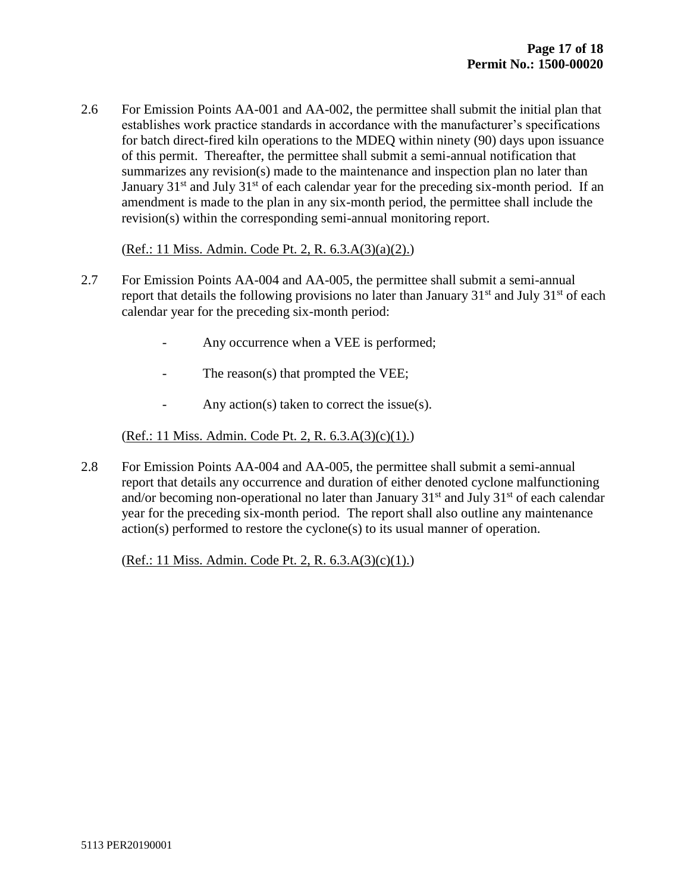2.6 For Emission Points AA-001 and AA-002, the permittee shall submit the initial plan that establishes work practice standards in accordance with the manufacturer's specifications for batch direct-fired kiln operations to the MDEQ within ninety (90) days upon issuance of this permit. Thereafter, the permittee shall submit a semi-annual notification that summarizes any revision(s) made to the maintenance and inspection plan no later than January 31st and July 31st of each calendar year for the preceding six-month period. If an amendment is made to the plan in any six-month period, the permittee shall include the revision(s) within the corresponding semi-annual monitoring report.

(Ref.: 11 Miss. Admin. Code Pt. 2, R. 6.3.A(3)(a)(2).)

2.7 For Emission Points AA-004 and AA-005, the permittee shall submit a semi-annual report that details the following provisions no later than January 31st and July 31st of each calendar year for the preceding six-month period:

- Any occurrence when a VEE is performed;
- The reason(s) that prompted the VEE;
- Any action(s) taken to correct the issue(s).

(Ref.: 11 Miss. Admin. Code Pt. 2, R. 6.3.A(3)(c)(1).)

2.8 For Emission Points AA-004 and AA-005, the permittee shall submit a semi-annual report that details any occurrence and duration of either denoted cyclone malfunctioning and/or becoming non-operational no later than January 31st and July 31st of each calendar year for the preceding six-month period. The report shall also outline any maintenance action(s) performed to restore the cyclone(s) to its usual manner of operation.

(Ref.: 11 Miss. Admin. Code Pt. 2, R. 6.3.A(3)(c)(1).)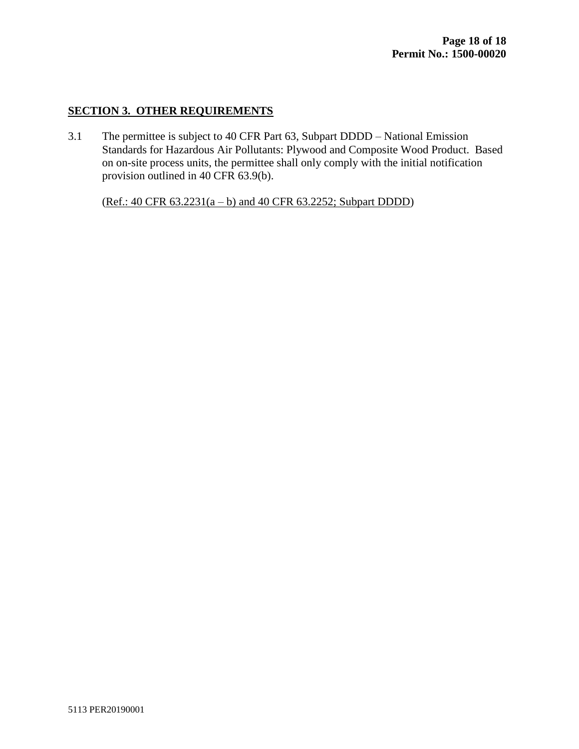## SECTION 3. OTHER REQUIREMENTS

3.1 The permittee is subject to 40 CFR Part 63, Subpart DDDD – National Emission Standards for Hazardous Air Pollutants: Plywood and Composite Wood Product. Based on on-site process units, the permittee shall only comply with the initial notification provision outlined in 40 CFR 63.9(b).

(Ref.: 40 CFR 63.2231(a – b) and 40 CFR 63.2252; Subpart DDDD)